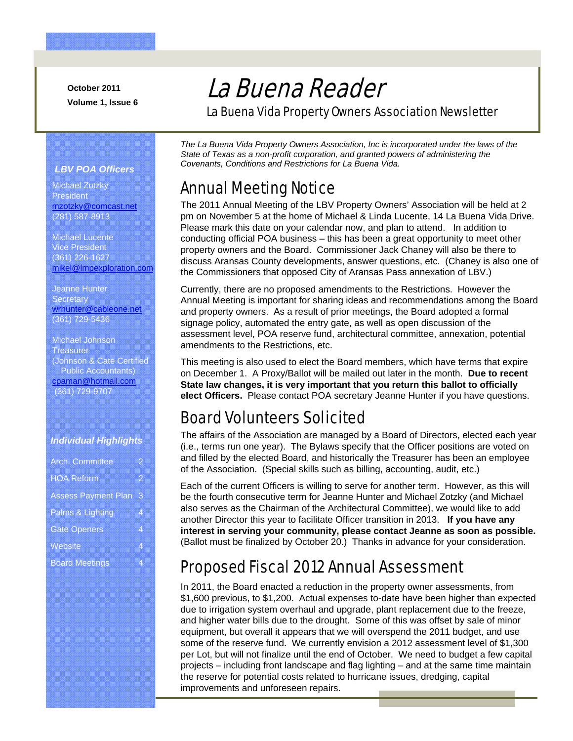October 2011

Volume 1, Issue 6

# La Buena Reader

La Buena Vida Property Owners Association Newsletter

***LBV POA Officers***

Michael Zotzky
President
mzotzky@comcast.net
(281) 587-8913

Michael Lucente
Vice President
(361) 226-1627
mikel@lmpexploration.com

Jeanne Hunter
Secretary
wrhunter@cableone.net
(361) 729-5436

Michael Johnson
Treasurer
(Johnson & Cate Certified Public Accountants)
cpaman@hotmail.com
(361) 729-9707

***Individual Highlights***

| | |
|---|---|
| Arch. Committee | 2 |
| HOA Reform | 2 |
| Assess Payment Plan | 3 |
| Palms & Lighting | 4 |
| Gate Openers | 4 |
| Website | 4 |
| Board Meetings | 4 |

*The La Buena Vida Property Owners Association, Inc is incorporated under the laws of the State of Texas as a non-profit corporation, and granted powers of administering the Covenants, Conditions and Restrictions for La Buena Vida.*

## Annual Meeting Notice

The 2011 Annual Meeting of the LBV Property Owners' Association will be held at 2 pm on November 5 at the home of Michael & Linda Lucente, 14 La Buena Vida Drive. Please mark this date on your calendar now, and plan to attend. In addition to conducting official POA business – this has been a great opportunity to meet other property owners and the Board. Commissioner Jack Chaney will also be there to discuss Aransas County developments, answer questions, etc. (Chaney is also one of the Commissioners that opposed City of Aransas Pass annexation of LBV.)

Currently, there are no proposed amendments to the Restrictions. However the Annual Meeting is important for sharing ideas and recommendations among the Board and property owners. As a result of prior meetings, the Board adopted a formal signage policy, automated the entry gate, as well as open discussion of the assessment level, POA reserve fund, architectural committee, annexation, potential amendments to the Restrictions, etc.

This meeting is also used to elect the Board members, which have terms that expire on December 1. A Proxy/Ballot will be mailed out later in the month. **Due to recent State law changes, it is very important that you return this ballot to officially elect Officers.** Please contact POA secretary Jeanne Hunter if you have questions.

## Board Volunteers Solicited

The affairs of the Association are managed by a Board of Directors, elected each year (i.e., terms run one year). The Bylaws specify that the Officer positions are voted on and filled by the elected Board, and historically the Treasurer has been an employee of the Association. (Special skills such as billing, accounting, audit, etc.)

Each of the current Officers is willing to serve for another term. However, as this will be the fourth consecutive term for Jeanne Hunter and Michael Zotzky (and Michael also serves as the Chairman of the Architectural Committee), we would like to add another Director this year to facilitate Officer transition in 2013. **If you have any interest in serving your community, please contact Jeanne as soon as possible.** (Ballot must be finalized by October 20.) Thanks in advance for your consideration.

## Proposed Fiscal 2012 Annual Assessment

In 2011, the Board enacted a reduction in the property owner assessments, from $1,600 previous, to $1,200. Actual expenses to-date have been higher than expected due to irrigation system overhaul and upgrade, plant replacement due to the freeze, and higher water bills due to the drought. Some of this was offset by sale of minor equipment, but overall it appears that we will overspend the 2011 budget, and use some of the reserve fund. We currently envision a 2012 assessment level of $1,300 per Lot, but will not finalize until the end of October. We need to budget a few capital projects – including front landscape and flag lighting – and at the same time maintain the reserve for potential costs related to hurricane issues, dredging, capital improvements and unforeseen repairs.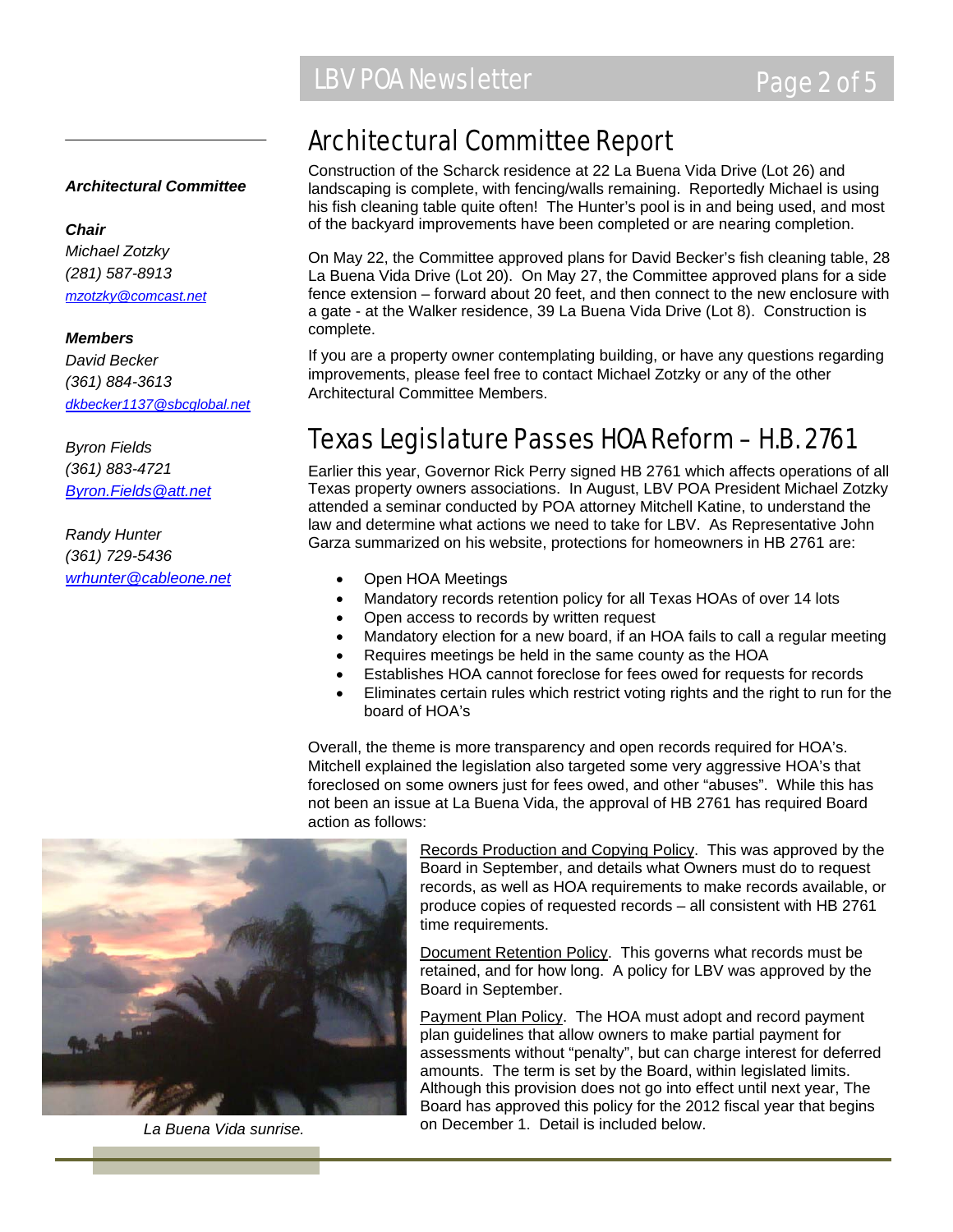## Architectural Committee

***Chair***

*Michael Zotzky*
*(281) 587-8913*
*mzotzky@comcast.net*

***Members***

*David Becker*
*(361) 884-3613*
*dkbecker1137@sbcglobal.net*

*Byron Fields*
*(361) 883-4721*
*Byron.Fields@att.net*

*Randy Hunter*
*(361) 729-5436*
*wrhunter@cableone.net*

# Architectural Committee Report

Construction of the Scharck residence at 22 La Buena Vida Drive (Lot 26) and landscaping is complete, with fencing/walls remaining. Reportedly Michael is using his fish cleaning table quite often! The Hunter's pool is in and being used, and most of the backyard improvements have been completed or are nearing completion.

On May 22, the Committee approved plans for David Becker's fish cleaning table, 28 La Buena Vida Drive (Lot 20). On May 27, the Committee approved plans for a side fence extension – forward about 20 feet, and then connect to the new enclosure with a gate - at the Walker residence, 39 La Buena Vida Drive (Lot 8). Construction is complete.

If you are a property owner contemplating building, or have any questions regarding improvements, please feel free to contact Michael Zotzky or any of the other Architectural Committee Members.

# Texas Legislature Passes HOA Reform – H.B. 2761

Earlier this year, Governor Rick Perry signed HB 2761 which affects operations of all Texas property owners associations. In August, LBV POA President Michael Zotzky attended a seminar conducted by POA attorney Mitchell Katine, to understand the law and determine what actions we need to take for LBV. As Representative John Garza summarized on his website, protections for homeowners in HB 2761 are:

- Open HOA Meetings
- Mandatory records retention policy for all Texas HOAs of over 14 lots
- Open access to records by written request
- Mandatory election for a new board, if an HOA fails to call a regular meeting
- Requires meetings be held in the same county as the HOA
- Establishes HOA cannot foreclose for fees owed for requests for records
- Eliminates certain rules which restrict voting rights and the right to run for the board of HOA's

Overall, the theme is more transparency and open records required for HOA's. Mitchell explained the legislation also targeted some very aggressive HOA's that foreclosed on some owners just for fees owed, and other "abuses". While this has not been an issue at La Buena Vida, the approval of HB 2761 has required Board action as follows:

*La Buena Vida sunrise.*

Records Production and Copying Policy. This was approved by the Board in September, and details what Owners must do to request records, as well as HOA requirements to make records available, or produce copies of requested records – all consistent with HB 2761 time requirements.

Document Retention Policy. This governs what records must be retained, and for how long. A policy for LBV was approved by the Board in September.

Payment Plan Policy. The HOA must adopt and record payment plan guidelines that allow owners to make partial payment for assessments without "penalty", but can charge interest for deferred amounts. The term is set by the Board, within legislated limits. Although this provision does not go into effect until next year, The Board has approved this policy for the 2012 fiscal year that begins on December 1. Detail is included below.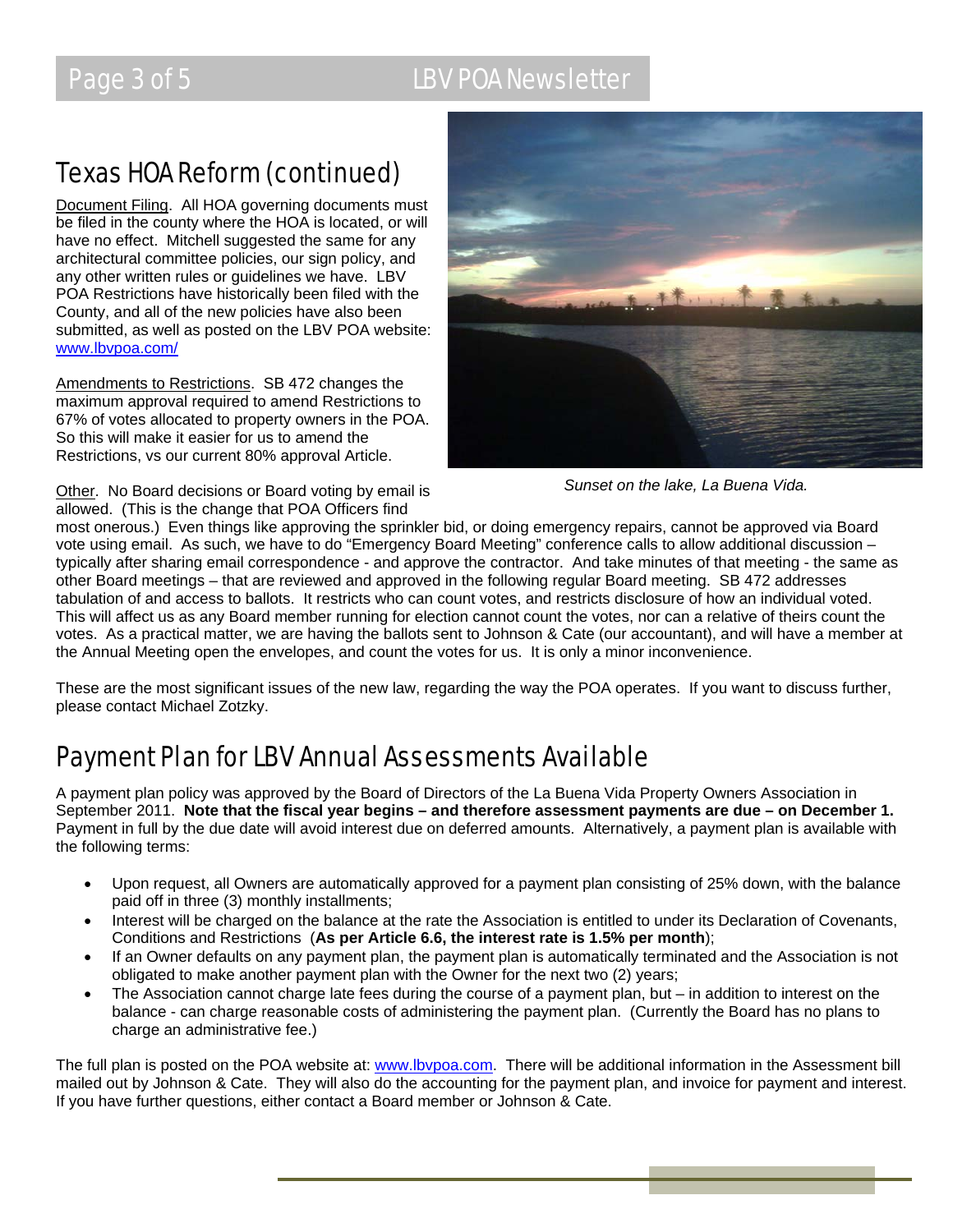## Texas HOA Reform (continued)

Document Filing. All HOA governing documents must be filed in the county where the HOA is located, or will have no effect. Mitchell suggested the same for any architectural committee policies, our sign policy, and any other written rules or guidelines we have. LBV POA Restrictions have historically been filed with the County, and all of the new policies have also been submitted, as well as posted on the LBV POA website: [www.lbvpoa.com/](http://www.lbvpoa.com/)

Amendments to Restrictions. SB 472 changes the maximum approval required to amend Restrictions to 67% of votes allocated to property owners in the POA. So this will make it easier for us to amend the Restrictions, vs our current 80% approval Article.

*Sunset on the lake, La Buena Vida.*

Other. No Board decisions or Board voting by email is allowed. (This is the change that POA Officers find most onerous.) Even things like approving the sprinkler bid, or doing emergency repairs, cannot be approved via Board vote using email. As such, we have to do "Emergency Board Meeting" conference calls to allow additional discussion – typically after sharing email correspondence - and approve the contractor. And take minutes of that meeting - the same as other Board meetings – that are reviewed and approved in the following regular Board meeting. SB 472 addresses tabulation of and access to ballots. It restricts who can count votes, and restricts disclosure of how an individual voted. This will affect us as any Board member running for election cannot count the votes, nor can a relative of theirs count the votes. As a practical matter, we are having the ballots sent to Johnson & Cate (our accountant), and will have a member at the Annual Meeting open the envelopes, and count the votes for us. It is only a minor inconvenience.

These are the most significant issues of the new law, regarding the way the POA operates. If you want to discuss further, please contact Michael Zotzky.

## Payment Plan for LBV Annual Assessments Available

A payment plan policy was approved by the Board of Directors of the La Buena Vida Property Owners Association in September 2011. **Note that the fiscal year begins – and therefore assessment payments are due – on December 1.** Payment in full by the due date will avoid interest due on deferred amounts. Alternatively, a payment plan is available with the following terms:

- Upon request, all Owners are automatically approved for a payment plan consisting of 25% down, with the balance paid off in three (3) monthly installments;
- Interest will be charged on the balance at the rate the Association is entitled to under its Declaration of Covenants, Conditions and Restrictions (**As per Article 6.6, the interest rate is 1.5% per month**);
- If an Owner defaults on any payment plan, the payment plan is automatically terminated and the Association is not obligated to make another payment plan with the Owner for the next two (2) years;
- The Association cannot charge late fees during the course of a payment plan, but – in addition to interest on the balance - can charge reasonable costs of administering the payment plan. (Currently the Board has no plans to charge an administrative fee.)

The full plan is posted on the POA website at: [www.lbvpoa.com](http://www.lbvpoa.com). There will be additional information in the Assessment bill mailed out by Johnson & Cate. They will also do the accounting for the payment plan, and invoice for payment and interest. If you have further questions, either contact a Board member or Johnson & Cate.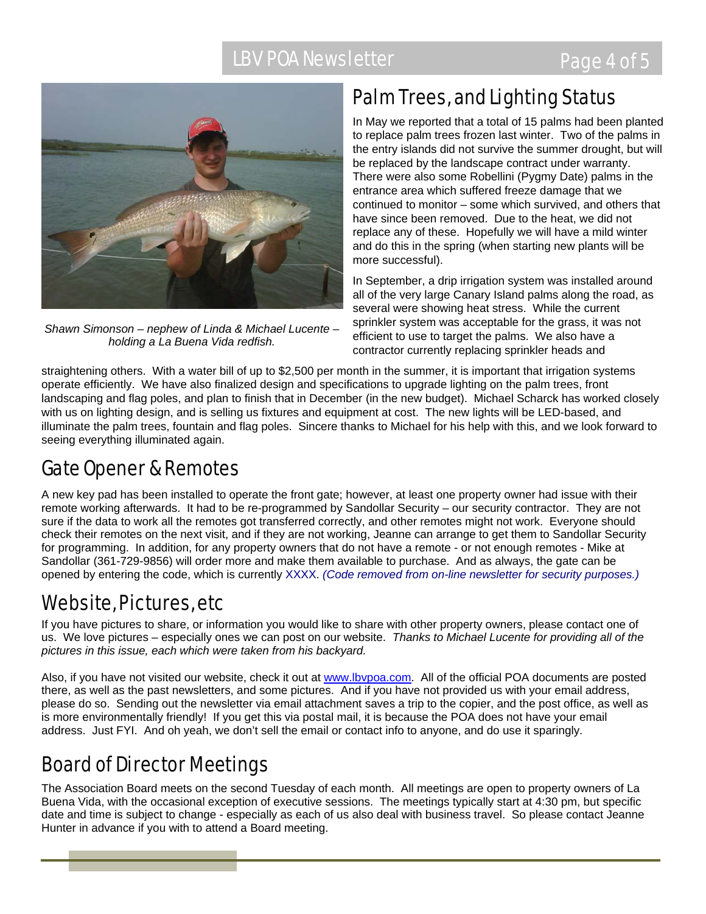*Shawn Simonson – nephew of Linda & Michael Lucente – holding a La Buena Vida redfish.*

## Palm Trees, and Lighting Status

In May we reported that a total of 15 palms had been planted to replace palm trees frozen last winter. Two of the palms in the entry islands did not survive the summer drought, but will be replaced by the landscape contract under warranty. There were also some Robellini (Pygmy Date) palms in the entrance area which suffered freeze damage that we continued to monitor – some which survived, and others that have since been removed. Due to the heat, we did not replace any of these. Hopefully we will have a mild winter and do this in the spring (when starting new plants will be more successful).

In September, a drip irrigation system was installed around all of the very large Canary Island palms along the road, as several were showing heat stress. While the current sprinkler system was acceptable for the grass, it was not efficient to use to target the palms. We also have a contractor currently replacing sprinkler heads and straightening others. With a water bill of up to $2,500 per month in the summer, it is important that irrigation systems operate efficiently. We have also finalized design and specifications to upgrade lighting on the palm trees, front landscaping and flag poles, and plan to finish that in December (in the new budget). Michael Scharck has worked closely with us on lighting design, and is selling us fixtures and equipment at cost. The new lights will be LED-based, and illuminate the palm trees, fountain and flag poles. Sincere thanks to Michael for his help with this, and we look forward to seeing everything illuminated again.

## Gate Opener & Remotes

A new key pad has been installed to operate the front gate; however, at least one property owner had issue with their remote working afterwards. It had to be re-programmed by Sandollar Security – our security contractor. They are not sure if the data to work all the remotes got transferred correctly, and other remotes might not work. Everyone should check their remotes on the next visit, and if they are not working, Jeanne can arrange to get them to Sandollar Security for programming. In addition, for any property owners that do not have a remote - or not enough remotes - Mike at Sandollar (361-729-9856) will order more and make them available to purchase. And as always, the gate can be opened by entering the code, which is currently XXXX. *(Code removed from on-line newsletter for security purposes.)*

## Website, Pictures, etc

If you have pictures to share, or information you would like to share with other property owners, please contact one of us. We love pictures – especially ones we can post on our website. *Thanks to Michael Lucente for providing all of the pictures in this issue, each which were taken from his backyard.*

Also, if you have not visited our website, check it out at www.lbvpoa.com. All of the official POA documents are posted there, as well as the past newsletters, and some pictures. And if you have not provided us with your email address, please do so. Sending out the newsletter via email attachment saves a trip to the copier, and the post office, as well as is more environmentally friendly! If you get this via postal mail, it is because the POA does not have your email address. Just FYI. And oh yeah, we don't sell the email or contact info to anyone, and do use it sparingly.

## Board of Director Meetings

The Association Board meets on the second Tuesday of each month. All meetings are open to property owners of La Buena Vida, with the occasional exception of executive sessions. The meetings typically start at 4:30 pm, but specific date and time is subject to change - especially as each of us also deal with business travel. So please contact Jeanne Hunter in advance if you with to attend a Board meeting.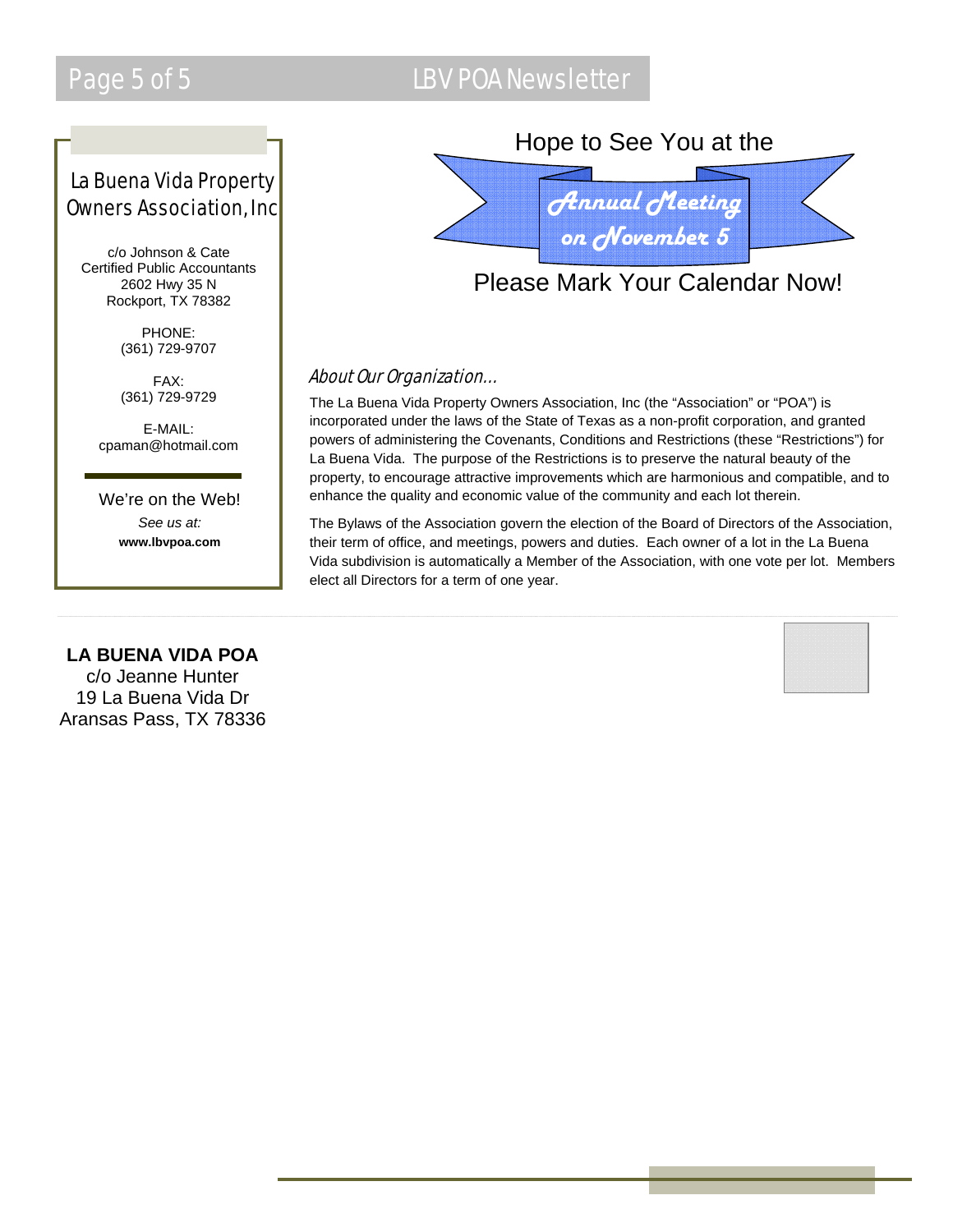## La Buena Vida Property Owners Association, Inc

c/o Johnson & Cate
Certified Public Accountants
2602 Hwy 35 N
Rockport, TX 78382

PHONE:
(361) 729-9707

FAX:
(361) 729-9729

E-MAIL:
cpaman@hotmail.com

We're on the Web!

*See us at:*

**www.lbvpoa.com**

Hope to See You at the

***Annual Meeting on November 5***

Please Mark Your Calendar Now!

### *About Our Organization...*

The La Buena Vida Property Owners Association, Inc (the "Association" or "POA") is incorporated under the laws of the State of Texas as a non-profit corporation, and granted powers of administering the Covenants, Conditions and Restrictions (these "Restrictions") for La Buena Vida. The purpose of the Restrictions is to preserve the natural beauty of the property, to encourage attractive improvements which are harmonious and compatible, and to enhance the quality and economic value of the community and each lot therein.

The Bylaws of the Association govern the election of the Board of Directors of the Association, their term of office, and meetings, powers and duties. Each owner of a lot in the La Buena Vida subdivision is automatically a Member of the Association, with one vote per lot. Members elect all Directors for a term of one year.

**LA BUENA VIDA POA**
c/o Jeanne Hunter
19 La Buena Vida Dr
Aransas Pass, TX 78336